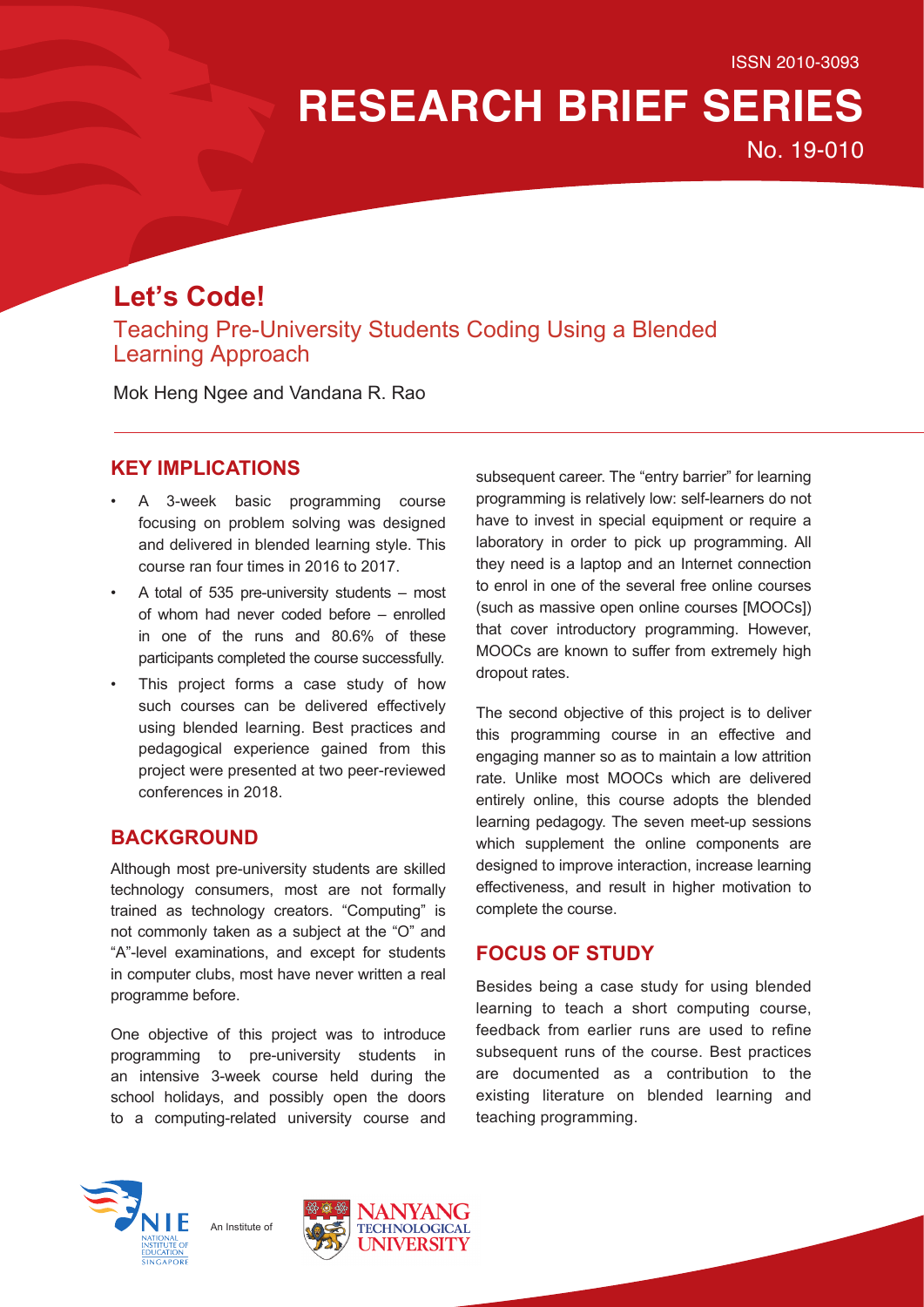ISSN 2010-3093

# RESEARCH BRIEF SERIES

No. 19-010

## Let's Code!

### Teaching Pre-University Students Coding Using a Blended Learning Approach

Mok Heng Ngee and Vandana R. Rao

## KEY IMPLICATIONS

- A 3-week basic programming course focusing on problem solving was designed and delivered in blended learning style. This course ran four times in 2016 to 2017.
- A total of 535 pre-university students – most of whom had never coded before – enrolled in one of the runs and 80.6% of these participants completed the course successfully.
- This project forms a case study of how such courses can be delivered effectively using blended learning. Best practices and pedagogical experience gained from this project were presented at two peer-reviewed conferences in 2018.

## BACKGROUND

Although most pre-university students are skilled technology consumers, most are not formally trained as technology creators. "Computing" is not commonly taken as a subject at the "O" and "A"-level examinations, and except for students in computer clubs, most have never written a real programme before.

One objective of this project was to introduce programming to pre-university students in an intensive 3-week course held during the school holidays, and possibly open the doors to a computing-related university course and subsequent career. The "entry barrier" for learning programming is relatively low: self-learners do not have to invest in special equipment or require a laboratory in order to pick up programming. All they need is a laptop and an Internet connection to enrol in one of the several free online courses (such as massive open online courses [MOOCs]) that cover introductory programming. However, MOOCs are known to suffer from extremely high dropout rates.

The second objective of this project is to deliver this programming course in an effective and engaging manner so as to maintain a low attrition rate. Unlike most MOOCs which are delivered entirely online, this course adopts the blended learning pedagogy. The seven meet-up sessions which supplement the online components are designed to improve interaction, increase learning effectiveness, and result in higher motivation to complete the course.

## FOCUS OF STUDY

Besides being a case study for using blended learning to teach a short computing course, feedback from earlier runs are used to refine subsequent runs of the course. Best practices are documented as a contribution to the existing literature on blended learning and teaching programming.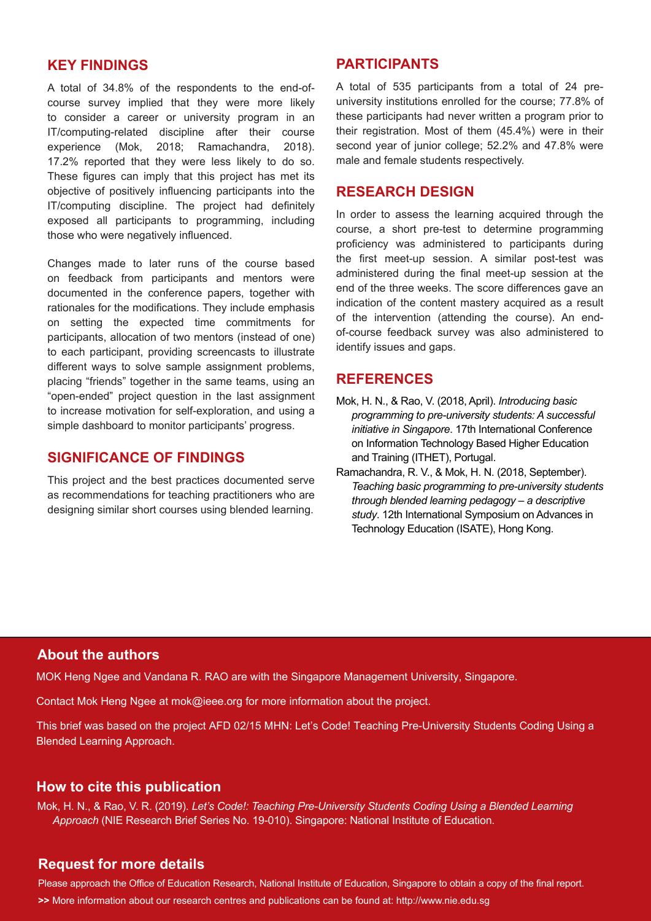## KEY FINDINGS

A total of 34.8% of the respondents to the end-of-course survey implied that they were more likely to consider a career or university program in an IT/computing-related discipline after their course experience (Mok, 2018; Ramachandra, 2018). 17.2% reported that they were less likely to do so. These figures can imply that this project has met its objective of positively influencing participants into the IT/computing discipline. The project had definitely exposed all participants to programming, including those who were negatively influenced.

Changes made to later runs of the course based on feedback from participants and mentors were documented in the conference papers, together with rationales for the modifications. They include emphasis on setting the expected time commitments for participants, allocation of two mentors (instead of one) to each participant, providing screencasts to illustrate different ways to solve sample assignment problems, placing "friends" together in the same teams, using an "open-ended" project question in the last assignment to increase motivation for self-exploration, and using a simple dashboard to monitor participants' progress.

## SIGNIFICANCE OF FINDINGS

This project and the best practices documented serve as recommendations for teaching practitioners who are designing similar short courses using blended learning.

## PARTICIPANTS

A total of 535 participants from a total of 24 pre-university institutions enrolled for the course; 77.8% of these participants had never written a program prior to their registration. Most of them (45.4%) were in their second year of junior college; 52.2% and 47.8% were male and female students respectively.

## RESEARCH DESIGN

In order to assess the learning acquired through the course, a short pre-test to determine programming proficiency was administered to participants during the first meet-up session. A similar post-test was administered during the final meet-up session at the end of the three weeks. The score differences gave an indication of the content mastery acquired as a result of the intervention (attending the course). An end-of-course feedback survey was also administered to identify issues and gaps.

## REFERENCES

Mok, H. N., & Rao, V. (2018, April). *Introducing basic programming to pre-university students: A successful initiative in Singapore*. 17th International Conference on Information Technology Based Higher Education and Training (ITHET), Portugal.

Ramachandra, R. V., & Mok, H. N. (2018, September). *Teaching basic programming to pre-university students through blended learning pedagogy – a descriptive study*. 12th International Symposium on Advances in Technology Education (ISATE), Hong Kong.

### About the authors

MOK Heng Ngee and Vandana R. RAO are with the Singapore Management University, Singapore.

Contact Mok Heng Ngee at mok@ieee.org for more information about the project.

This brief was based on the project AFD 02/15 MHN: Let's Code! Teaching Pre-University Students Coding Using a Blended Learning Approach.

### How to cite this publication

Mok, H. N., & Rao, V. R. (2019). *Let's Code!: Teaching Pre-University Students Coding Using a Blended Learning Approach* (NIE Research Brief Series No. 19-010). Singapore: National Institute of Education.

### Request for more details

Please approach the Office of Education Research, National Institute of Education, Singapore to obtain a copy of the final report.

**>>** More information about our research centres and publications can be found at: http://www.nie.edu.sg